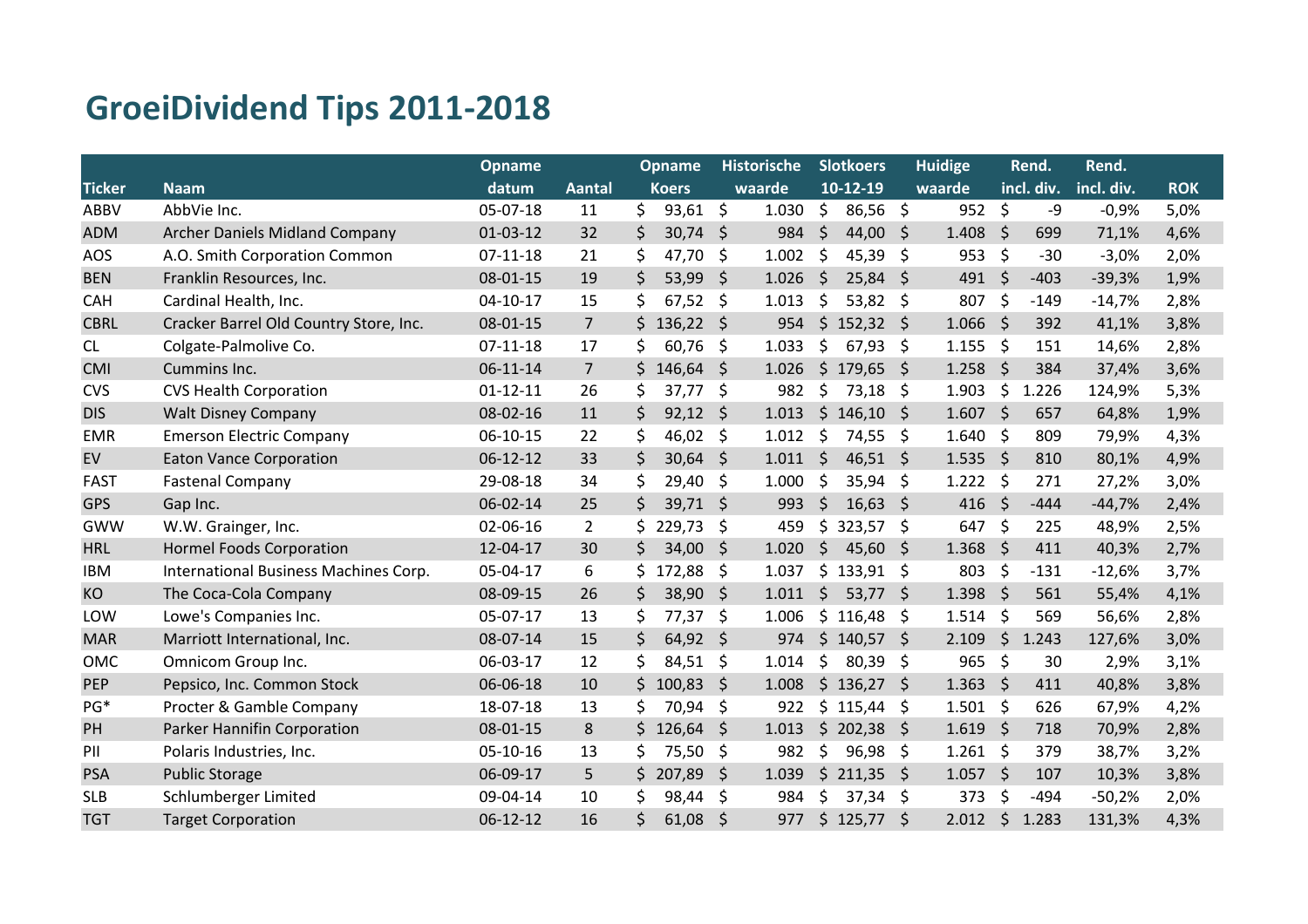# GroeiDividend Tips 2011-2018

| Ticker | Naam | Opname datum | Aantal | Opname Koers | Historische waarde | Slotkoers 10-12-19 | Huidige waarde | Rend. incl. div. | Rend. incl. div. | ROK |
|---|---|---|---|---|---|---|---|---|---|---|
| ABBV | AbbVie Inc. | 05-07-18 | 11 | $ 93,61 | $ 1.030 | $ 86,56 | $ 952 | $ -9 | -0,9% | 5,0% |
| ADM | Archer Daniels Midland Company | 01-03-12 | 32 | $ 30,74 | $ 984 | $ 44,00 | $ 1.408 | $ 699 | 71,1% | 4,6% |
| AOS | A.O. Smith Corporation Common | 07-11-18 | 21 | $ 47,70 | $ 1.002 | $ 45,39 | $ 953 | $ -30 | -3,0% | 2,0% |
| BEN | Franklin Resources, Inc. | 08-01-15 | 19 | $ 53,99 | $ 1.026 | $ 25,84 | $ 491 | $ -403 | -39,3% | 1,9% |
| CAH | Cardinal Health, Inc. | 04-10-17 | 15 | $ 67,52 | $ 1.013 | $ 53,82 | $ 807 | $ -149 | -14,7% | 2,8% |
| CBRL | Cracker Barrel Old Country Store, Inc. | 08-01-15 | 7 | $ 136,22 | $ 954 | $ 152,32 | $ 1.066 | $ 392 | 41,1% | 3,8% |
| CL | Colgate-Palmolive Co. | 07-11-18 | 17 | $ 60,76 | $ 1.033 | $ 67,93 | $ 1.155 | $ 151 | 14,6% | 2,8% |
| CMI | Cummins Inc. | 06-11-14 | 7 | $ 146,64 | $ 1.026 | $ 179,65 | $ 1.258 | $ 384 | 37,4% | 3,6% |
| CVS | CVS Health Corporation | 01-12-11 | 26 | $ 37,77 | $ 982 | $ 73,18 | $ 1.903 | $ 1.226 | 124,9% | 5,3% |
| DIS | Walt Disney Company | 08-02-16 | 11 | $ 92,12 | $ 1.013 | $ 146,10 | $ 1.607 | $ 657 | 64,8% | 1,9% |
| EMR | Emerson Electric Company | 06-10-15 | 22 | $ 46,02 | $ 1.012 | $ 74,55 | $ 1.640 | $ 809 | 79,9% | 4,3% |
| EV | Eaton Vance Corporation | 06-12-12 | 33 | $ 30,64 | $ 1.011 | $ 46,51 | $ 1.535 | $ 810 | 80,1% | 4,9% |
| FAST | Fastenal Company | 29-08-18 | 34 | $ 29,40 | $ 1.000 | $ 35,94 | $ 1.222 | $ 271 | 27,2% | 3,0% |
| GPS | Gap Inc. | 06-02-14 | 25 | $ 39,71 | $ 993 | $ 16,63 | $ 416 | $ -444 | -44,7% | 2,4% |
| GWW | W.W. Grainger, Inc. | 02-06-16 | 2 | $ 229,73 | $ 459 | $ 323,57 | $ 647 | $ 225 | 48,9% | 2,5% |
| HRL | Hormel Foods Corporation | 12-04-17 | 30 | $ 34,00 | $ 1.020 | $ 45,60 | $ 1.368 | $ 411 | 40,3% | 2,7% |
| IBM | International Business Machines Corp. | 05-04-17 | 6 | $ 172,88 | $ 1.037 | $ 133,91 | $ 803 | $ -131 | -12,6% | 3,7% |
| KO | The Coca-Cola Company | 08-09-15 | 26 | $ 38,90 | $ 1.011 | $ 53,77 | $ 1.398 | $ 561 | 55,4% | 4,1% |
| LOW | Lowe's Companies Inc. | 05-07-17 | 13 | $ 77,37 | $ 1.006 | $ 116,48 | $ 1.514 | $ 569 | 56,6% | 2,8% |
| MAR | Marriott International, Inc. | 08-07-14 | 15 | $ 64,92 | $ 974 | $ 140,57 | $ 2.109 | $ 1.243 | 127,6% | 3,0% |
| OMC | Omnicom Group Inc. | 06-03-17 | 12 | $ 84,51 | $ 1.014 | $ 80,39 | $ 965 | $ 30 | 2,9% | 3,1% |
| PEP | Pepsico, Inc. Common Stock | 06-06-18 | 10 | $ 100,83 | $ 1.008 | $ 136,27 | $ 1.363 | $ 411 | 40,8% | 3,8% |
| PG* | Procter & Gamble Company | 18-07-18 | 13 | $ 70,94 | $ 922 | $ 115,44 | $ 1.501 | $ 626 | 67,9% | 4,2% |
| PH | Parker Hannifin Corporation | 08-01-15 | 8 | $ 126,64 | $ 1.013 | $ 202,38 | $ 1.619 | $ 718 | 70,9% | 2,8% |
| PII | Polaris Industries, Inc. | 05-10-16 | 13 | $ 75,50 | $ 982 | $ 96,98 | $ 1.261 | $ 379 | 38,7% | 3,2% |
| PSA | Public Storage | 06-09-17 | 5 | $ 207,89 | $ 1.039 | $ 211,35 | $ 1.057 | $ 107 | 10,3% | 3,8% |
| SLB | Schlumberger Limited | 09-04-14 | 10 | $ 98,44 | $ 984 | $ 37,34 | $ 373 | $ -494 | -50,2% | 2,0% |
| TGT | Target Corporation | 06-12-12 | 16 | $ 61,08 | $ 977 | $ 125,77 | $ 2.012 | $ 1.283 | 131,3% | 4,3% |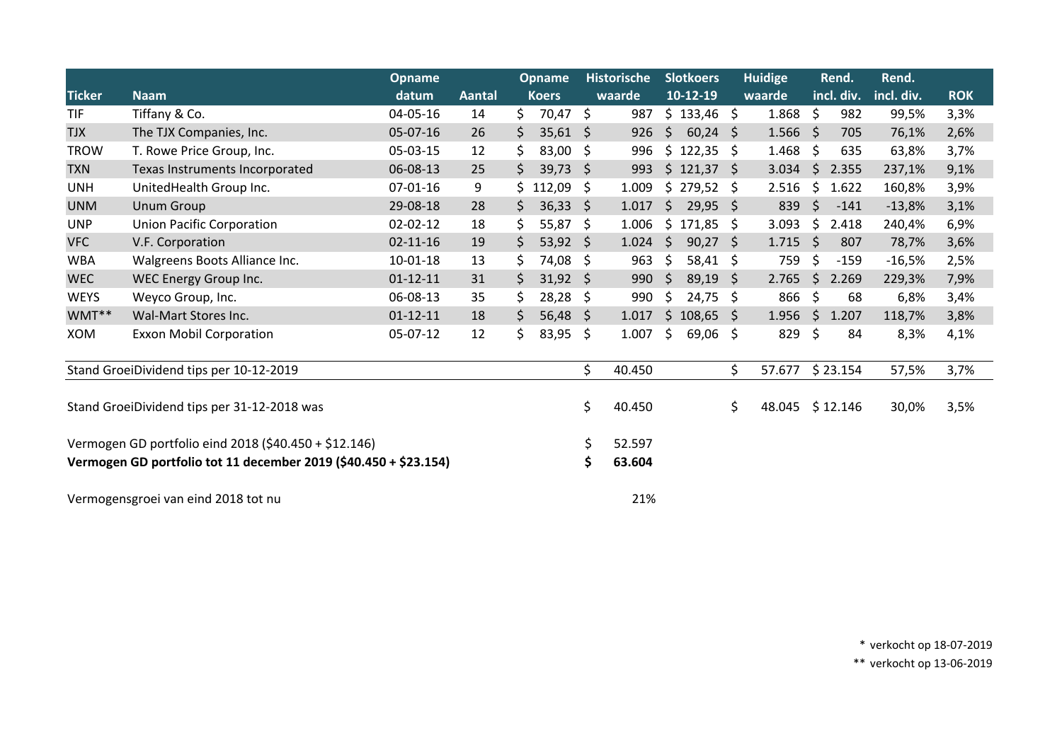| Ticker | Naam | Opname datum | Aantal | Opname Koers | Historische waarde | Slotkoers 10-12-19 | Huidige waarde | Rend. incl. div. | Rend. incl. div. | ROK |
|---|---|---|---|---|---|---|---|---|---|---|
| TIF | Tiffany & Co. | 04-05-16 | 14 | $ 70,47 | $ 987 | $ 133,46 | $ 1.868 | $ 982 | 99,5% | 3,3% |
| TJX | The TJX Companies, Inc. | 05-07-16 | 26 | $ 35,61 | $ 926 | $ 60,24 | $ 1.566 | $ 705 | 76,1% | 2,6% |
| TROW | T. Rowe Price Group, Inc. | 05-03-15 | 12 | $ 83,00 | $ 996 | $ 122,35 | $ 1.468 | $ 635 | 63,8% | 3,7% |
| TXN | Texas Instruments Incorporated | 06-08-13 | 25 | $ 39,73 | $ 993 | $ 121,37 | $ 3.034 | $ 2.355 | 237,1% | 9,1% |
| UNH | UnitedHealth Group Inc. | 07-01-16 | 9 | $ 112,09 | $ 1.009 | $ 279,52 | $ 2.516 | $ 1.622 | 160,8% | 3,9% |
| UNM | Unum Group | 29-08-18 | 28 | $ 36,33 | $ 1.017 | $ 29,95 | $ 839 | $ -141 | -13,8% | 3,1% |
| UNP | Union Pacific Corporation | 02-02-12 | 18 | $ 55,87 | $ 1.006 | $ 171,85 | $ 3.093 | $ 2.418 | 240,4% | 6,9% |
| VFC | V.F. Corporation | 02-11-16 | 19 | $ 53,92 | $ 1.024 | $ 90,27 | $ 1.715 | $ 807 | 78,7% | 3,6% |
| WBA | Walgreens Boots Alliance Inc. | 10-01-18 | 13 | $ 74,08 | $ 963 | $ 58,41 | $ 759 | $ -159 | -16,5% | 2,5% |
| WEC | WEC Energy Group Inc. | 01-12-11 | 31 | $ 31,92 | $ 990 | $ 89,19 | $ 2.765 | $ 2.269 | 229,3% | 7,9% |
| WEYS | Weyco Group, Inc. | 06-08-13 | 35 | $ 28,28 | $ 990 | $ 24,75 | $ 866 | $ 68 | 6,8% | 3,4% |
| WMT** | Wal-Mart Stores Inc. | 01-12-11 | 18 | $ 56,48 | $ 1.017 | $ 108,65 | $ 1.956 | $ 1.207 | 118,7% | 3,8% |
| XOM | Exxon Mobil Corporation | 05-07-12 | 12 | $ 83,95 | $ 1.007 | $ 69,06 | $ 829 | $ 84 | 8,3% | 4,1% |
| Stand GroeiDividend tips per 10-12-2019 | | | | | $ 40.450 | | $ 57.677 | $ 23.154 | 57,5% | 3,7% |
| Stand GroeiDividend tips per 31-12-2018 was | | | | | $ 40.450 | | $ 48.045 | $ 12.146 | 30,0% | 3,5% |

Vermogen GD portfolio eind 2018 ($40.450 + $12.146) $ 52.597

**Vermogen GD portfolio tot 11 december 2019 ($40.450 + $23.154) $ 63.604**

Vermogensgroei van eind 2018 tot nu 21%

\* verkocht op 18-07-2019

\** verkocht op 13-06-2019